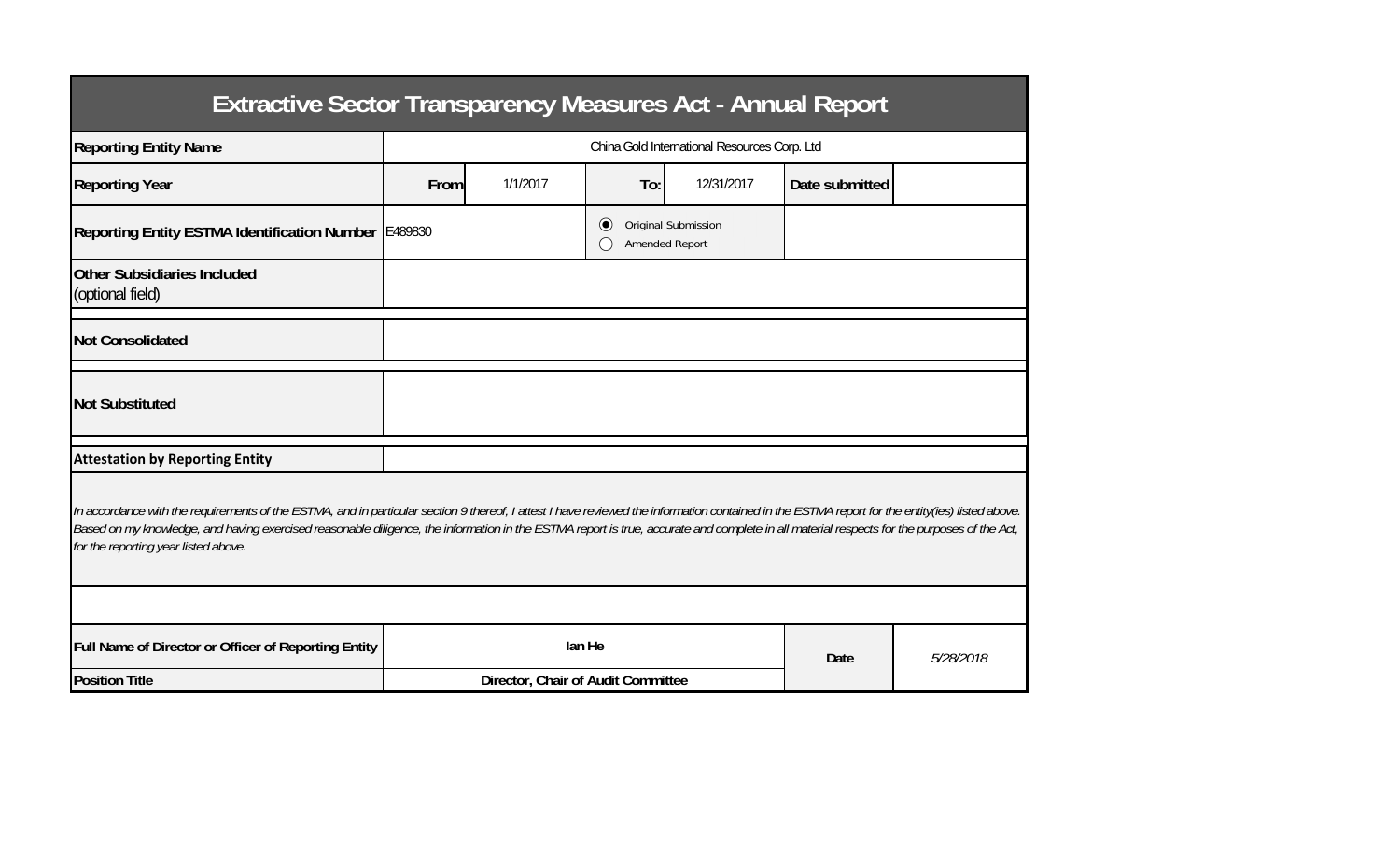# Extractive Sector Transparency Measures Act - Annual Report

| | | | | | | |
|---|---|---|---|---|---|---|
| **Reporting Entity Name** | China Gold International Resources Corp. Ltd | | | | | |
| **Reporting Year** | **From** | 1/1/2017 | **To:** | 12/31/2017 | **Date submitted** | |
| **Reporting Entity ESTMA Identification Number** | E489830 | | ◉ Original Submission ◯ Amended Report | | | |
| **Other Subsidiaries Included** (optional field) | | | | | | |
| **Not Consolidated** | | | | | | |
| **Not Substituted** | | | | | | |

**Attestation by Reporting Entity**

*In accordance with the requirements of the ESTMA, and in particular section 9 thereof, I attest I have reviewed the information contained in the ESTMA report for the entity(ies) listed above. Based on my knowledge, and having exercised reasonable diligence, the information in the ESTMA report is true, accurate and complete in all material respects for the purposes of the Act, for the reporting year listed above.*

| | | | |
|---|---|---|---|
| **Full Name of Director or Officer of Reporting Entity** | **Ian He** | **Date** | *5/28/2018* |
| **Position Title** | **Director, Chair of Audit Committee** | | |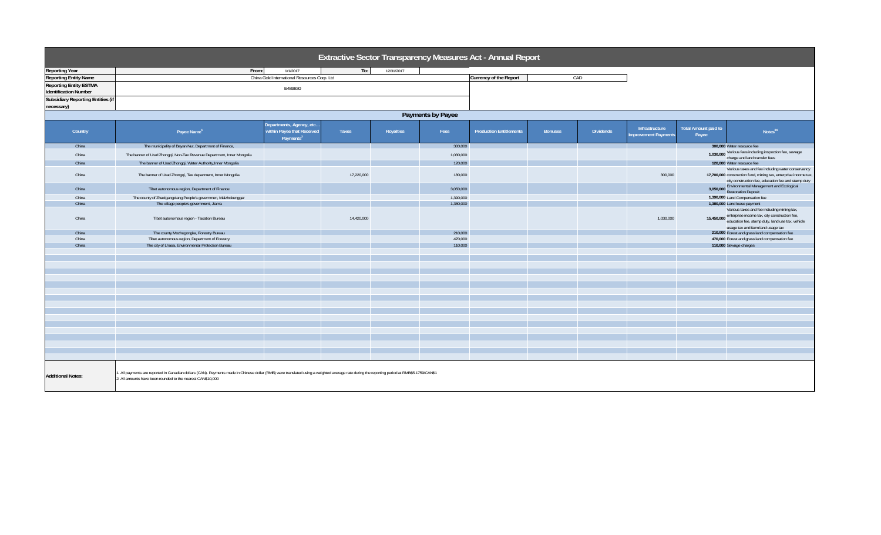# Extractive Sector Transparency Measures Act - Annual Report

| | | | | | |
|---|---|---|---|---|---|
| **Reporting Year** | From: | 1/1/2017 | To: | 12/31/2017 | |
| **Reporting Entity Name** | China Gold International Resources Corp. Ltd | | | **Currency of the Report** | CAD |
| **Reporting Entity ESTMA Identification Number** | E489830 | | | | |
| **Subsidiary Reporting Entities (if necessary)** | | | | | |

## Payments by Payee

| Country | Payee Name[1] | Departments, Agency, etc… within Payee that Received Payments[2] | Taxes | Royalties | Fees | Production Entitlements | Bonuses | Dividends | Infrastructure Improvement Payments | Total Amount paid to Payee | Notes[34] |
|---|---|---|---|---|---|---|---|---|---|---|---|
| China | The municipality of Bayan Nur, Department of Finance, | | | | 300,000 | | | | | 300,000 | Water resource fee |
| China | The banner of Urad Zhongqi, Non-Tax Revenue Department, Inner Mongolia | | | | 1,030,000 | | | | | 1,030,000 | Various fees including inspection fee, sewage charge and land transfer fees |
| China | The banner of Urad Zhongqi, Water Authority,Inner Mongolia | | | | 120,000 | | | | | 120,000 | Water resource fee |
| China | The banner of Urad Zhongqi, Tax department, Inner Mongolia | | 17,220,000 | | 180,000 | | | | 300,000 | 17,700,000 | Various taxes and fee including water conservancy construction fund, mining tax, enterprise income tax, city construction fee, education fee and stamp duty |
| China | Tibet autonomous region, Department of Finance | | | | 3,050,000 | | | | | 3,050,000 | Environmental Management and Ecological Restoration Deposit |
| China | The county of Zhaxigangxiang People's governmen, Maizhokunggar | | | | 1,390,000 | | | | | 1,390,000 | Land Compensation fee |
| China | The village people's government, Jiama | | | | 1,380,000 | | | | | 1,380,000 | Land lease payment |
| China | Tibet autonomous region - Taxation Bureau | | 14,420,000 | | | | | | 1,030,000 | 15,450,000 | Various taxes and fee including mining tax, enterprise income tax, city construction fee, education fee, stamp duty, land use tax, vehicle usage tax and farmland usage tax |
| China | The county Mozhugongka, Forestry Bureau | | | | 210,000 | | | | | 210,000 | Forest and grass land compensation fee |
| China | Tibet autonomous region, Department of Forestry | | | | 470,000 | | | | | 470,000 | Forest and grass land compensation fee |
| China | The city of Lhasa, Environmental Protection Bureau | | | | 110,000 | | | | | 110,000 | Sewage charges |

**Additional Notes:**

1. All payments are reported in Canadian dollars (CAN). Payments made in Chinese dollar (RMB) were translated using a weighted average rate during the reporting period at RMB$5.1759/CAN$1
2. All amounts have been rounded to the nearest CAN$10,000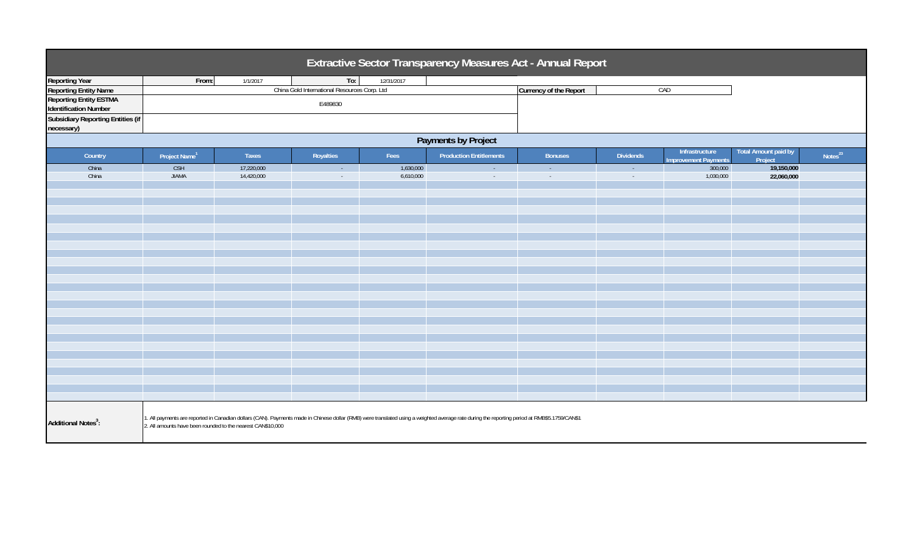# Extractive Sector Transparency Measures Act - Annual Report

| | | | | |
|---|---|---|---|---|
| **Reporting Year** | From: 1/1/2017 | To: 12/31/2017 | | |
| **Reporting Entity Name** | China Gold International Resources Corp. Ltd | | **Currency of the Report** | CAD |
| **Reporting Entity ESTMA Identification Number** | E489830 | | | |
| **Subsidiary Reporting Entities (if necessary)** | | | | |

## Payments by Project

| Country | Project Name[1] | Taxes | Royalties | Fees | Production Entitlements | Bonuses | Dividends | Infrastructure Improvement Payments | Total Amount paid by Project | Notes[23] |
|---|---|---|---|---|---|---|---|---|---|---|
| China | CSH | 17,220,000 | - | 1,630,000 | - | - | - | 300,000 | **19,150,000** | |
| China | JIAMA | 14,420,000 | - | 6,610,000 | - | - | - | 1,030,000 | **22,060,000** | |

**Additional Notes[3]:**

1. All payments are reported in Canadian dollars (CAN). Payments made in Chinese dollar (RMB) were translated using a weighted average rate during the reporting period at RMB$5.1759/CAN$1
2. All amounts have been rounded to the nearest CAN$10,000